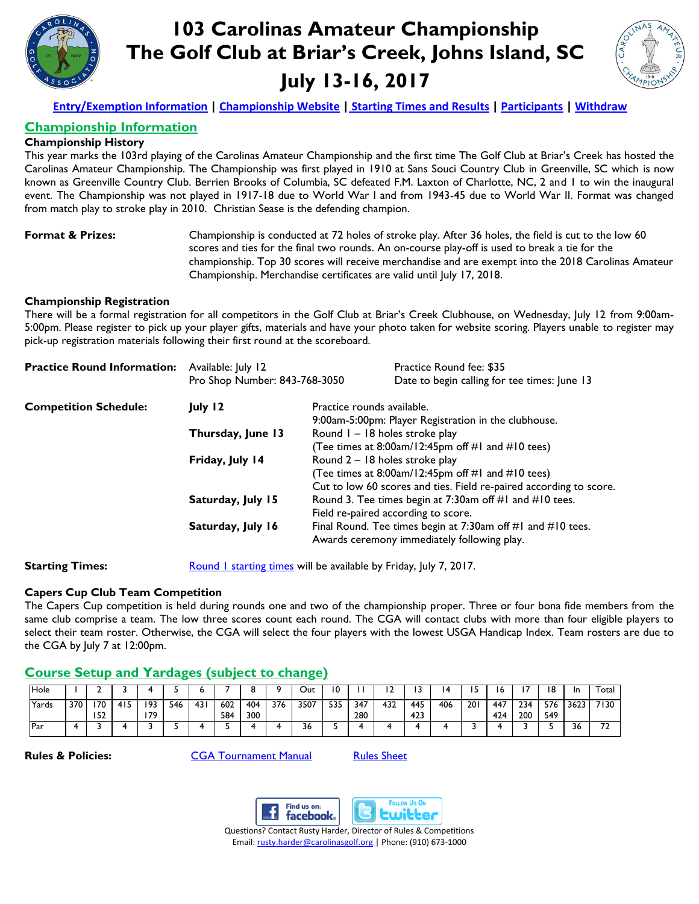# 103 Carolinas Amateur Championship
# The Golf Club at Briar's Creek, Johns Island, SC
# July 13-16, 2017

**Entry/Exemption Information** | **Championship Website** | **Starting Times and Results** | **Participants** | **Withdraw**

## Championship Information

### Championship History

This year marks the 103rd playing of the Carolinas Amateur Championship and the first time The Golf Club at Briar's Creek has hosted the Carolinas Amateur Championship. The Championship was first played in 1910 at Sans Souci Country Club in Greenville, SC which is now known as Greenville Country Club. Berrien Brooks of Columbia, SC defeated F.M. Laxton of Charlotte, NC, 2 and 1 to win the inaugural event. The Championship was not played in 1917-18 due to World War I and from 1943-45 due to World War II. Format was changed from match play to stroke play in 2010. Christian Sease is the defending champion.

**Format & Prizes:** Championship is conducted at 72 holes of stroke play. After 36 holes, the field is cut to the low 60 scores and ties for the final two rounds. An on-course play-off is used to break a tie for the championship. Top 30 scores will receive merchandise and are exempt into the 2018 Carolinas Amateur Championship. Merchandise certificates are valid until July 17, 2018.

### Championship Registration

There will be a formal registration for all competitors in the Golf Club at Briar's Creek Clubhouse, on Wednesday, July 12 from 9:00am-5:00pm. Please register to pick up your player gifts, materials and have your photo taken for website scoring. Players unable to register may pick-up registration materials following their first round at the scoreboard.

**Practice Round Information:** Available: July 12 | Pro Shop Number: 843-768-3050 | Practice Round fee: $35 | Date to begin calling for tee times: June 13

**Competition Schedule:**

- **July 12** – Practice rounds available. 9:00am-5:00pm: Player Registration in the clubhouse.
- **Thursday, June 13** – Round 1 – 18 holes stroke play (Tee times at 8:00am/12:45pm off #1 and #10 tees)
- **Friday, July 14** – Round 2 – 18 holes stroke play (Tee times at 8:00am/12:45pm off #1 and #10 tees) Cut to low 60 scores and ties. Field re-paired according to score.
- **Saturday, July 15** – Round 3. Tee times begin at 7:30am off #1 and #10 tees. Field re-paired according to score.
- **Saturday, July 16** – Final Round. Tee times begin at 7:30am off #1 and #10 tees. Awards ceremony immediately following play.

**Starting Times:** Round 1 starting times will be available by Friday, July 7, 2017.

### Capers Cup Club Team Competition

The Capers Cup competition is held during rounds one and two of the championship proper. Three or four bona fide members from the same club comprise a team. The low three scores count each round. The CGA will contact clubs with more than four eligible players to select their team roster. Otherwise, the CGA will select the four players with the lowest USGA Handicap Index. Team rosters are due to the CGA by July 7 at 12:00pm.

## Course Setup and Yardages (subject to change)

| Hole | 1 | 2 | 3 | 4 | 5 | 6 | 7 | 8 | 9 | Out | 10 | 11 | 12 | 13 | 14 | 15 | 16 | 17 | 18 | In | Total |
|---|---|---|---|---|---|---|---|---|---|---|---|---|---|---|---|---|---|---|---|---|---|
| Yards | 370 | 170 152 | 415 | 193 179 | 546 | 431 | 602 584 | 404 300 | 376 | 3507 | 535 | 347 280 | 432 | 445 423 | 406 | 201 | 447 424 | 234 200 | 576 549 | 3623 | 7130 |
| Par | 4 | 3 | 4 | 3 | 5 | 4 | 5 | 4 | 4 | 36 | 5 | 4 | 4 | 4 | 4 | 3 | 4 | 3 | 5 | 36 | 72 |

**Rules & Policies:** CGA Tournament Manual | Rules Sheet

Find us on: facebook | Follow Us On twitter

Questions? Contact Rusty Harder, Director of Rules & Competitions
Email: rusty.harder@carolinasgolf.org | Phone: (910) 673-1000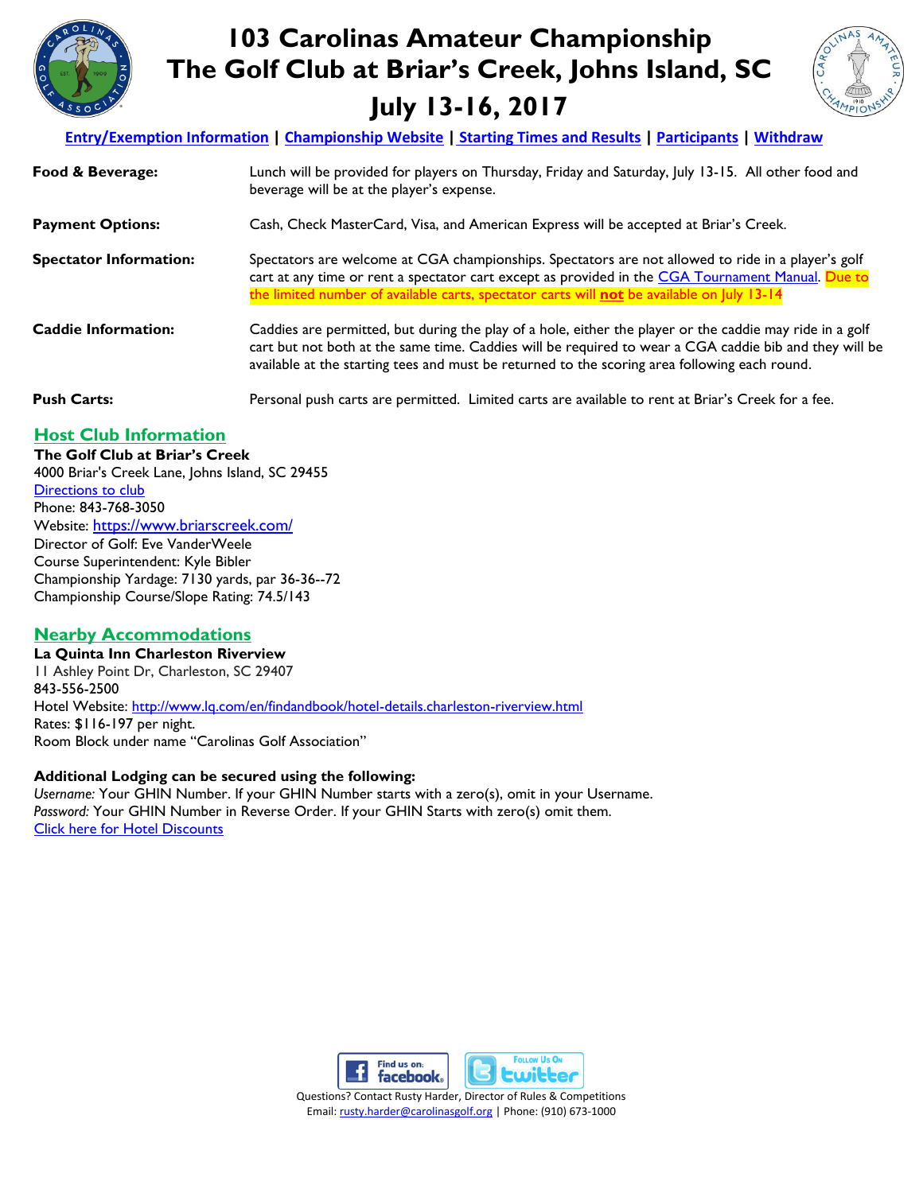# 103 Carolinas Amateur Championship
# The Golf Club at Briar's Creek, Johns Island, SC
# July 13-16, 2017

Entry/Exemption Information | Championship Website | Starting Times and Results | Participants | Withdraw

| | |
|---|---|
| **Food & Beverage:** | Lunch will be provided for players on Thursday, Friday and Saturday, July 13-15. All other food and beverage will be at the player's expense. |
| **Payment Options:** | Cash, Check MasterCard, Visa, and American Express will be accepted at Briar's Creek. |
| **Spectator Information:** | Spectators are welcome at CGA championships. Spectators are not allowed to ride in a player's golf cart at any time or rent a spectator cart except as provided in the CGA Tournament Manual. Due to the limited number of available carts, spectator carts will **not** be available on July 13-14 |
| **Caddie Information:** | Caddies are permitted, but during the play of a hole, either the player or the caddie may ride in a golf cart but not both at the same time. Caddies will be required to wear a CGA caddie bib and they will be available at the starting tees and must be returned to the scoring area following each round. |
| **Push Carts:** | Personal push carts are permitted. Limited carts are available to rent at Briar's Creek for a fee. |

## Host Club Information

**The Golf Club at Briar's Creek**
4000 Briar's Creek Lane, Johns Island, SC 29455
Directions to club
Phone: 843-768-3050
Website: https://www.briarscreek.com/
Director of Golf: Eve VanderWeele
Course Superintendent: Kyle Bibler
Championship Yardage: 7130 yards, par 36-36--72
Championship Course/Slope Rating: 74.5/143

## Nearby Accommodations

**La Quinta Inn Charleston Riverview**
11 Ashley Point Dr, Charleston, SC 29407
843-556-2500
Hotel Website: http://www.lq.com/en/findandbook/hotel-details.charleston-riverview.html
Rates: $116-197 per night.
Room Block under name "Carolinas Golf Association"

**Additional Lodging can be secured using the following:**
*Username:* Your GHIN Number. If your GHIN Number starts with a zero(s), omit in your Username.
*Password:* Your GHIN Number in Reverse Order. If your GHIN Starts with zero(s) omit them.
Click here for Hotel Discounts

Questions? Contact Rusty Harder, Director of Rules & Competitions
Email: rusty.harder@carolinasgolf.org | Phone: (910) 673-1000